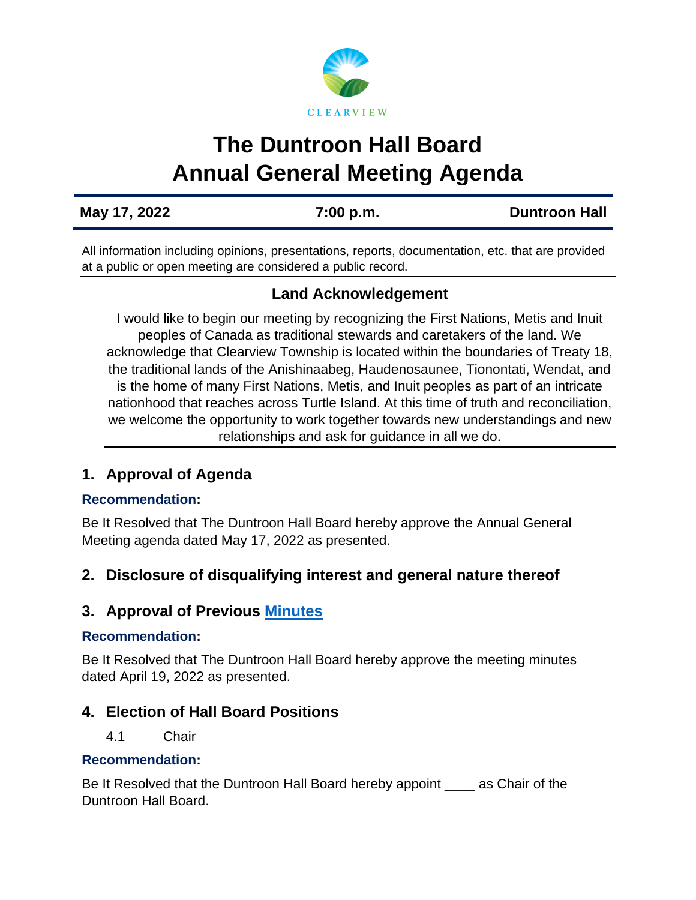CLEARVIEW

# The Duntroon Hall Board
# Annual General Meeting Agenda

**May 17, 2022** | **7:00 p.m.** | **Duntroon Hall**

All information including opinions, presentations, reports, documentation, etc. that are provided at a public or open meeting are considered a public record.

### Land Acknowledgement

I would like to begin our meeting by recognizing the First Nations, Metis and Inuit peoples of Canada as traditional stewards and caretakers of the land. We acknowledge that Clearview Township is located within the boundaries of Treaty 18, the traditional lands of the Anishinaabeg, Haudenosaunee, Tionontati, Wendat, and is the home of many First Nations, Metis, and Inuit peoples as part of an intricate nationhood that reaches across Turtle Island. At this time of truth and reconciliation, we welcome the opportunity to work together towards new understandings and new relationships and ask for guidance in all we do.

## 1. Approval of Agenda

**Recommendation:**

Be It Resolved that The Duntroon Hall Board hereby approve the Annual General Meeting agenda dated May 17, 2022 as presented.

## 2. Disclosure of disqualifying interest and general nature thereof

## 3. Approval of Previous Minutes

**Recommendation:**

Be It Resolved that The Duntroon Hall Board hereby approve the meeting minutes dated April 19, 2022 as presented.

## 4. Election of Hall Board Positions

4.1 Chair

**Recommendation:**

Be It Resolved that the Duntroon Hall Board hereby appoint ____ as Chair of the Duntroon Hall Board.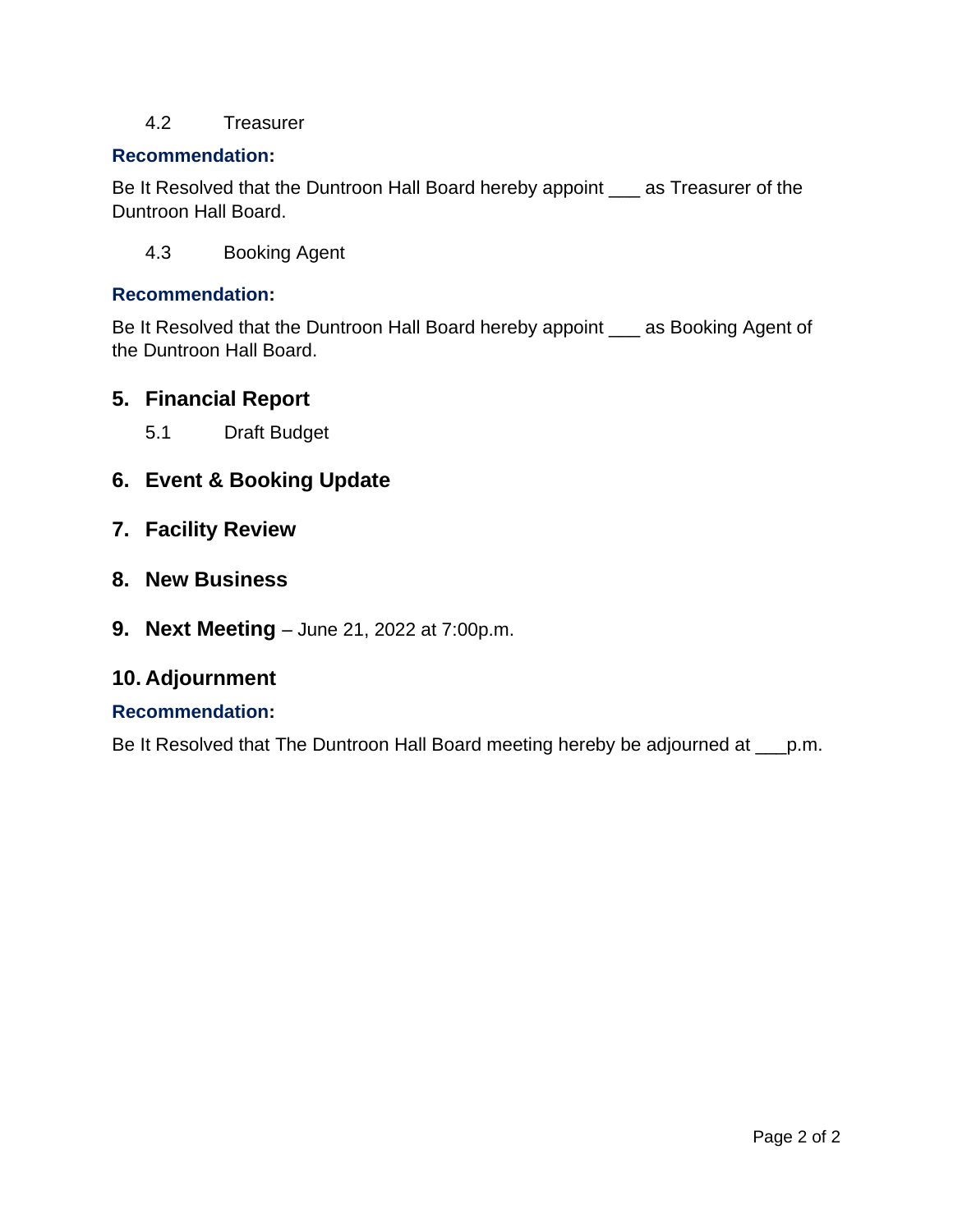4.2 Treasurer

**Recommendation:**

Be It Resolved that the Duntroon Hall Board hereby appoint ___ as Treasurer of the Duntroon Hall Board.

4.3 Booking Agent

**Recommendation:**

Be It Resolved that the Duntroon Hall Board hereby appoint ___ as Booking Agent of the Duntroon Hall Board.

## 5. Financial Report

5.1 Draft Budget

## 6. Event & Booking Update

## 7. Facility Review

## 8. New Business

## 9. Next Meeting – June 21, 2022 at 7:00p.m.

## 10. Adjournment

**Recommendation:**

Be It Resolved that The Duntroon Hall Board meeting hereby be adjourned at ___p.m.